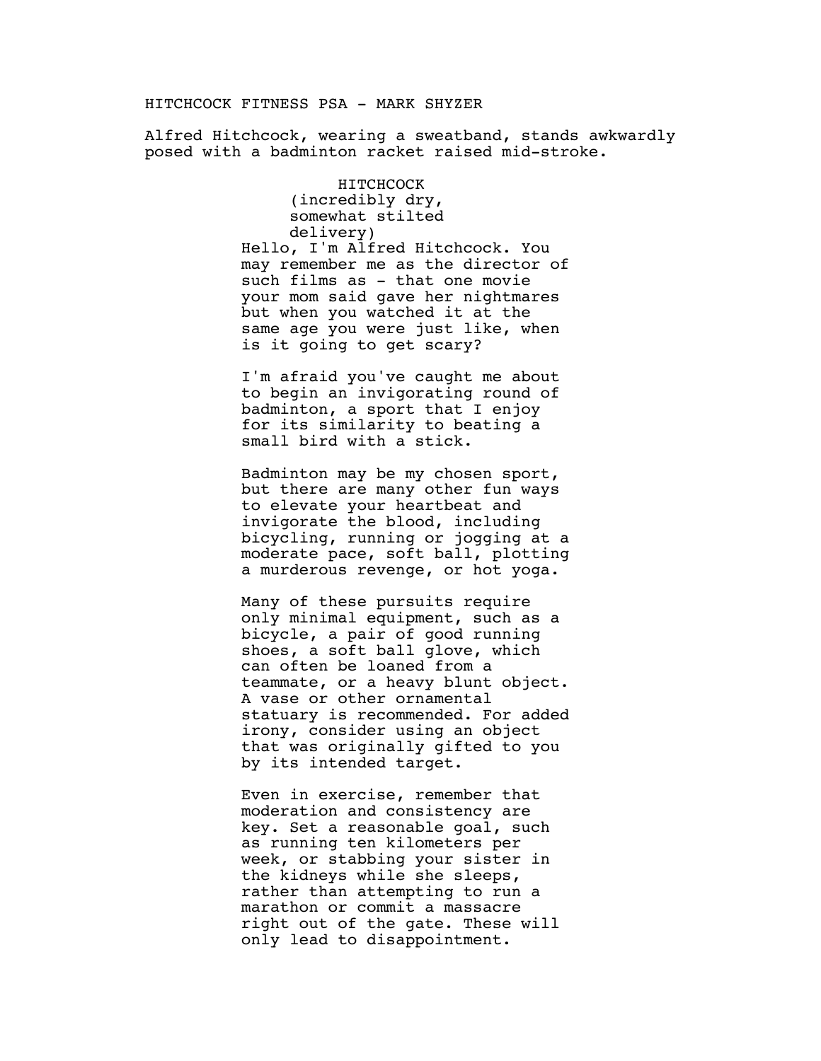HITCHCOCK FITNESS PSA - MARK SHYZER

Alfred Hitchcock, wearing a sweatband, stands awkwardly posed with a badminton racket raised mid-stroke.

HITCHCOCK
(incredibly dry, somewhat stilted delivery)

Hello, I'm Alfred Hitchcock. You may remember me as the director of such films as - that one movie your mom said gave her nightmares but when you watched it at the same age you were just like, when is it going to get scary?

I'm afraid you've caught me about to begin an invigorating round of badminton, a sport that I enjoy for its similarity to beating a small bird with a stick.

Badminton may be my chosen sport, but there are many other fun ways to elevate your heartbeat and invigorate the blood, including bicycling, running or jogging at a moderate pace, soft ball, plotting a murderous revenge, or hot yoga.

Many of these pursuits require only minimal equipment, such as a bicycle, a pair of good running shoes, a soft ball glove, which can often be loaned from a teammate, or a heavy blunt object. A vase or other ornamental statuary is recommended. For added irony, consider using an object that was originally gifted to you by its intended target.

Even in exercise, remember that moderation and consistency are key. Set a reasonable goal, such as running ten kilometers per week, or stabbing your sister in the kidneys while she sleeps, rather than attempting to run a marathon or commit a massacre right out of the gate. These will only lead to disappointment.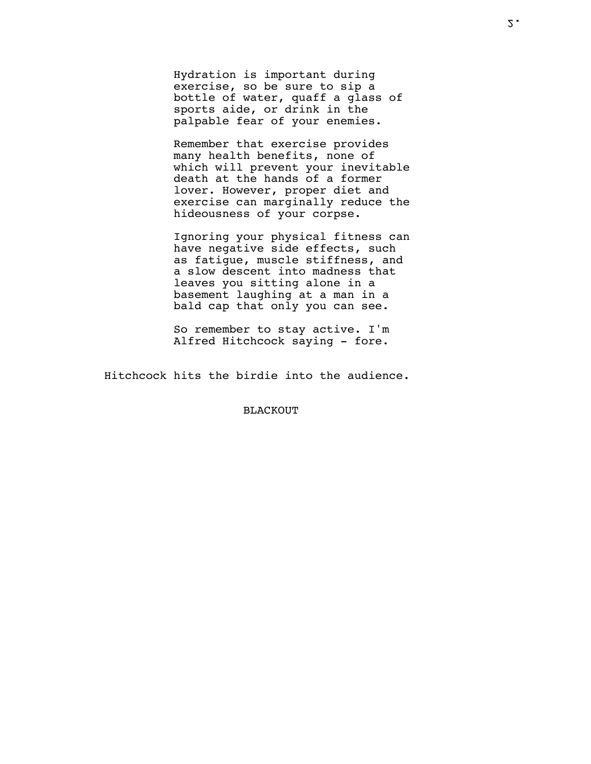Hydration is important during exercise, so be sure to sip a bottle of water, quaff a glass of sports aide, or drink in the palpable fear of your enemies.

Remember that exercise provides many health benefits, none of which will prevent your inevitable death at the hands of a former lover. However, proper diet and exercise can marginally reduce the hideousness of your corpse.

Ignoring your physical fitness can have negative side effects, such as fatigue, muscle stiffness, and a slow descent into madness that leaves you sitting alone in a basement laughing at a man in a bald cap that only you can see.

So remember to stay active. I'm Alfred Hitchcock saying - fore.

Hitchcock hits the birdie into the audience.

BLACKOUT